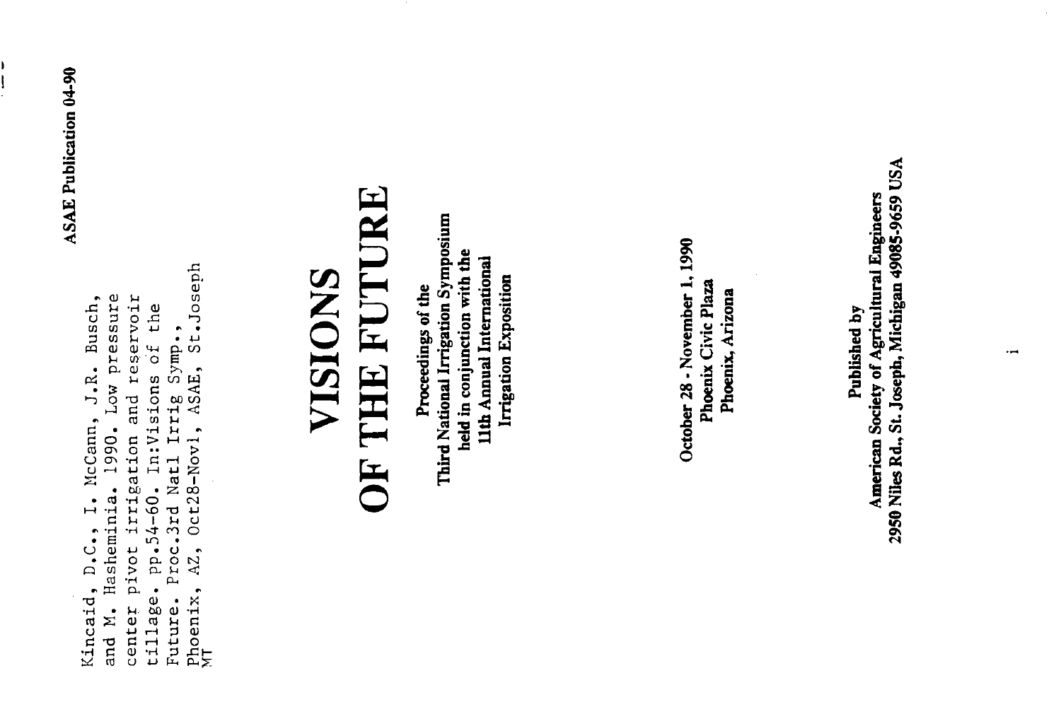Kincaid, D.C., I. McCann, J.R. Busch, and M. Hasheminia. 1990. Low pressure center pivot irrigation and reservoir tillage. pp.54-60. In:Visions of the Future. Proc.3rd Natl Irrig Symp., Phoenix, AZ, Oct28-Nov1, ASAE, St.Joseph MT

**ASAE Publication 04-90**

# VISIONS OF THE FUTURE

**Proceedings of the Third National Irrigation Symposium held in conjunction with the 11th Annual International Irrigation Exposition**

**October 28 - November 1, 1990**
**Phoenix Civic Plaza**
**Phoenix, Arizona**

**Published by**
**American Society of Agricultural Engineers**
**2950 Niles Rd., St. Joseph, Michigan 49085-9659 USA**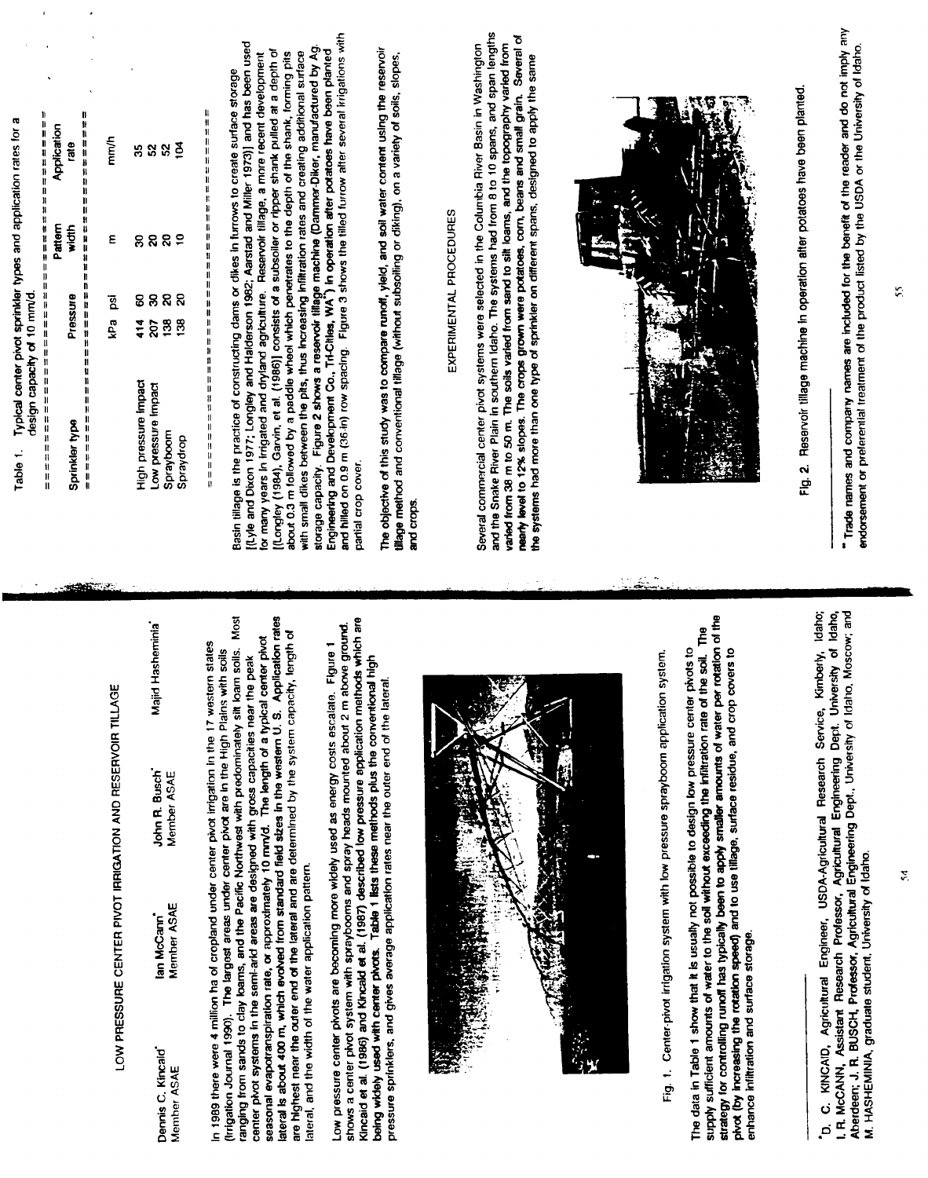# LOW PRESSURE CENTER PIVOT IRRIGATION AND RESERVOIR TILLAGE

Dennis C. Kincaid*
Member ASAE

Ian McCann*
Member ASAE

John R. Busch*
Member ASAE

Majid Hasheminia*

In 1989 there were 4 million ha of cropland under center pivot irrigation in the 17 western states (Irrigation Journal 1990). The largest areas under center pivot are in the High Plains with soils ranging from sands to clay loams, and the Pacific Northwest with predominately silt loam soils. Most center pivot systems in the semi-arid areas are designed with gross capacities near the peak seasonal evapotranspiration rate, or approximately 10 mm/d. The length of a typical center pivot lateral is about 400 m, which evolved from standard field sizes in the western U. S. Application rates are highest near the outer end of the lateral and are determined by the system capacity, length of lateral, and the width of the water application pattern.

Low pressure center pivots are becoming more widely used as energy costs escalate. Figure 1 shows a center pivot system with spraybooms and spray heads mounted about 2 m above ground. Kincaid et al. (1986) and Kincaid et al. (1987) described low pressure application methods which are being widely used with center pivots. Table 1 lists these methods plus the conventional high pressure sprinklers, and gives average application rates near the outer end of the lateral.

Fig. 1. Center-pivot irrigation system with low pressure sprayboom application system.

The data in Table 1 show that it is usually not possible to design low pressure center pivots to supply sufficient amounts of water to the soil without exceeding the infiltration rate of the soil. The strategy for controlling runoff has typically been to apply smaller amounts of water per rotation of the pivot (by increasing the rotation speed) and to use tillage, surface residue, and crop covers to enhance infiltration and surface storage.

Table 1. Typical center pivot sprinkler types and application rates for a design capacity of 10 mm/d.

| Sprinkler type | Pressure | | Pattern width | Application rate |
|---|---|---|---|---|
| | kPa | psi | m | mm/h |
| High pressure impact | 414 | 60 | 30 | 35 |
| Low pressure impact | 207 | 30 | 20 | 52 |
| Sprayboom | 138 | 20 | 20 | 52 |
| Spraydrop | 138 | 20 | 10 | 104 |

Basin tillage is the practice of constructing dams or dikes in furrows to create surface storage [(Lyle and Dixon 1977; Longley and Halderson 1982; Aarstad and Miller 1973)] and has been used for many years in irrigated and dryland agriculture. Reservoir tillage, a more recent development [(Longley (1984), Garvin, et al. (1986)] consists of a subsoiler or ripper shank pulled at a depth of about 0.3 m followed by a paddle wheel which penetrates to the depth of the shank, forming pits with small dikes between the pits, thus increasing infiltration rates and creating additional surface storage capacity. Figure 2 shows a reservoir tillage machine (Dammer-Diker, manufactured by Ag. Engineering and Development Co., Tri-Cities, WA*) in operation after potatoes have been planted and hilled on 0.9 m (36-in) row spacing. Figure 3 shows the tilled furrow after several irrigations with partial crop cover.

The objective of this study was to compare runoff, yield, and soil water content using the reservoir tillage method and conventional tillage (without subsoiling or diking), on a variety of soils, slopes, and crops.

## EXPERIMENTAL PROCEDURES

Several commercial center pivot systems were selected in the Columbia River Basin in Washington and the Snake River Plain in southern Idaho. The systems had from 8 to 10 spans, and span lengths varied from 38 m to 50 m. The soils varied from sand to silt loams, and the topography varied from nearly level to 12% slopes. The crops grown were potatoes, corn, beans and small grain. Several of the systems had more than one type of sprinkler on different spans, designed to apply the same

Fig. 2. Reservoir tillage machine in operation after potatoes have been planted.

---

*D. C. KINCAID, Agricultural Engineer, USDA-Agricultural Research Service, Kimberly, Idaho; I. R. McCANN, Assistant Research Professor, Agricultural Engineering Dept. University of Idaho, Aberdeen; J. R. BUSCH, Professor, Agricultural Engineering Dept., University of Idaho, Moscow; and M. HASHEMINIA, graduate student, University of Idaho.

* Trade names and company names are included for the benefit of the reader and do not imply any endorsement or preferential treatment of the product listed by the USDA or the University of Idaho.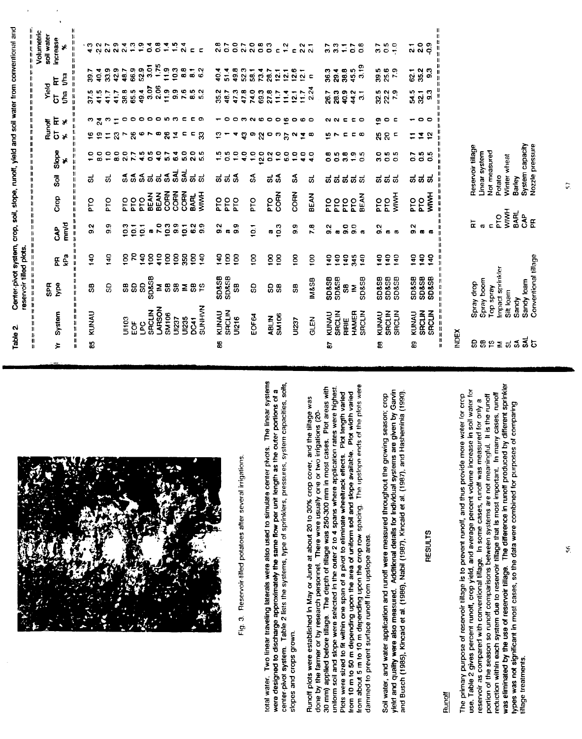Fig. 3. Reservoir-tilled potatoes after several irrigations.

total water. Two linear traveling laterals were also used to simulate center pivots. The linear systems were designed to discharge approximately the same flow per unit length as the outer portions of a center pivot system. Table 2 lists the systems, type of sprinklers, pressures, system capacities, soils, slopes and crops grown.

Runoff plots were established in May or June at about 20 to 30% crop cover, and the tillage was done by the farmer or by research personnel. There were usually one or two irrigations (20-30 mm) applied before tillage. The depth of tillage was 250-300 mm in most cases. Plot areas with uniform soil and slope were selected in the outer 2 to 4 spans where application rates were highest. Plots were sized to fit within one span of a pivot to eliminate wheeltrack effects. Plot length varied from 10 m to 50 m depending upon the area of uniform soil and slope available. Plot width varied from about 5 m to 10 m depending upon the crop row spacing. The upslope ends of the plots were dammed to prevent surface runoff from upslope areas.

Soil water, and water application and runoff were measured throughout the growing season; crop yield and quality were also measured. Additional details for individual systems are given by Garvin and Busch (1985), Kincaid et al. (1986), Nabil (1987), Kincaid et al. (1987), and Hasheminia (1990).

## RESULTS

### Runoff

The primary purpose of reservoir tillage is to prevent runoff, and thus provide more water for crop use. Table 2 gives percent runoff, crop yield, and average percent volume increase in soil water for reservoir as compared with conventional tillage. In some cases, runoff was measured for only a portion of the season so runoff comparisons between systems are not meaningful. It is the runoff reduction within each system due to reservoir tillage that is most important. In many cases, runoff was eliminated by the use of reservoir tillage. The difference in runoff produced by different sprinkler types was not significant in most cases, so the data were combined for purposes of comparing tillage treatments.

Table 2. Center-pivot system, crop, soil, slope, runoff, yield and soil water from conventional and reservoir tilled plots.

| Yr | System | SPR type | PR kPa | CAP mm/d | Crop | Soil | Slope % | Runoff CT % | Runoff RT % | Yield CT t/ha | Yield RT t/ha | Volumetric soil water increase % |
|---|---|---|---|---|---|---|---|---|---|---|---|---|
| 85 | KUNAU | SB | 140 | 9.2 | PTO | SL | 1.0 | 16 | 3 | 37.5 | 39.7 | 4.3 |
| | | | | | | | 8.0 | 19 | 24 | 41.5 | 40.4 | 2.2 |
| | | SD | 140 | 9.9 | PTO | SL | 1.0 | 11 | 3 | 41.7 | 33.9 | 2.7 |
| | | | | | | | 8.0 | 23 | 11 | 41.7 | 42.9 | 2.9 |
| | UI103 | SB | 100 | 10.3 | PTO | SA | 2.0 | 7 | 0 | 38.8 | 48.7 | 2.4 |
| | EOF | SD | 70 | 10.1 | PTO | SA | 7.7 | 26 | 0 | 65.5 | 66.9 | 1.3 |
| | LPC | SD | 140 | 10.1 | PTO | SA | 4.5 | 6 | 0 | 49.4 | 52.9 | 1.9 |
| | SRCLIN | SD&SB | 100 | a | BEAN | SL | 0.5 | 7 | 0 | 3.07 | 3.01 | 0.4 |
| | LARSON | IM | 410 | 7.0 | BEAN | SL | 4.0 | 8 | 0 | 2.06 | 1.75 | 0.8 |
| | SM106 | SB | 100 | 10.3 | CORN | SA | 5.7 | 26 | 5 | 11.9 | 11.9 | 1.4 |
| | UI237 | SB | 100 | 9.9 | CORN | SAL | 6.4 | 14 | 3 | 9.9 | 10.3 | 1.5 |
| | UI235 | IM | 350 | 10.1 | CORN | SAL | 5.0 | n | n | 7.6 | 8.8 | 2.4 |
| | DC41 | SB | 100 | 6.2 | BARL | SL | 2.0 | n | n | 8.5 | 8.1 | n |
| | SUNHVN | TS | 140 | 9.9 | WIWH | SL | 5.5 | 33 | 9 | 5.2 | 6.2 | n |
| 86 | KUNAU | SD&SB | 140 | 9.2 | PTO | SL | 1.5 | 13 | 1 | 35.2 | 40.4 | 2.8 |
| | SRCLIN | SD&SB | 100 | a | PTO | SL | 0.5 | 1 | 0 | 48.7 | 51.4 | 0.7 |
| | UI216 | SB | 100 | 9.9 | PTO | SA | 1.0 | 4 | 0 | 47.3 | 49.8 | 0.0 |
| | | | | | | | 4.0 | 43 | 3 | 47.8 | 52.3 | 2.7 |
| | EOF64 | SD | 100 | 10.1 | PTO | SA | 1.0 | 9 | 2 | 74.0 | 58.1 | 2.0 |
| | | | | | | | 12.0 | 22 | 6 | 69.3 | 73.4 | 0.8 |
| | ABLIN | SD | 100 | a | PTO | SL | 0.2 | 0 | 0 | 27.8 | 28.7 | 0.3 |
| | SM106 | SB | 100 | 10.3 | CORN | SA | 1.0 | 3 | 0 | 11.7 | 12.1 | n |
| | | | | | | | 6.0 | 37 | 16 | 11.4 | 12.1 | 1.2 |
| | UI237 | SB | 100 | 9.9 | CORN | SA | 1.0 | 2 | 0 | 12.1 | 12.6 | n |
| | | | | | | | 4.0 | 14 | 6 | 11.7 | 12.1 | 2.2 |
| | GLEN | IM&SB | 100 | 7.8 | BEAN | SL | 4.0 | 8 | 0 | 2.24 | n | 2.1 |
| 87 | KUNAU | SD&SB | 140 | 9.2 | PTO | SL | 0.8 | 15 | 2 | 26.7 | 36.3 | 3.7 |
| | SRCLIN | SD&SB | 140 | a | PTO | SL | 0.5 | 7 | 2 | 28.3 | 29.4 | 3.3 |
| | RIRIE | SB | 140 | 9.0 | PTO | SL | 3.8 | n | n | 40.9 | 38.8 | 1.1 |
| | HAMER | IM | 345 | 9.0 | PTO | SL | 1.9 | n | n | 44.2 | 45.5 | 0.7 |
| | SRCLIN | SD&SB | 140 | a | BEAN | SL | 0.5 | 8 | 0 | 3.1 | 3.19 | 0.8 |
| 88 | KUNAU | SD&SB | 140 | 9.2 | PTO | SL | 3.0 | 25 | 19 | 32.5 | 39.5 | 3.7 |
| | SRCLIN | SD&SB | 140 | a | PTO | SL | 0.5 | 20 | 0 | 22.2 | 25.6 | 0.5 |
| | SRCLIN | SD&SB | 140 | a | WIWH | SL | 0.5 | n | n | 7.9 | 7.9 | -1.0 |
| 89 | KUNAU | SD&SB | 140 | 9.2 | PTO | SL | 0.7 | 11 | 1 | 54.5 | 62.1 | 2.1 |
| | SRCLIN | SD&SB | 140 | a | PTO | SL | 0.5 | 14 | 0 | 32.1 | 35.2 | 2.0 |
| | SRCLIN | SD&SB | 140 | a | WIWH | SL | 0.5 | 12 | 0 | 9.3 | 9.3 | -0.9 |

INDEX

| | | | |
|---|---|---|---|
| SD | Spray drop | RT | Reservoir tillage |
| SB | Spray boom | a | Linear system |
| TS | Top spray | n | Not measured |
| IM | Impact sprinkler | PTO | Potato |
| SL | Silt loam | WIWH | Winter wheat |
| SA | Sandy | BARL | Barley |
| SAL | Sandy loam | CAP | System capacity |
| CT | Conventional tillage | PR | Nozzle pressure |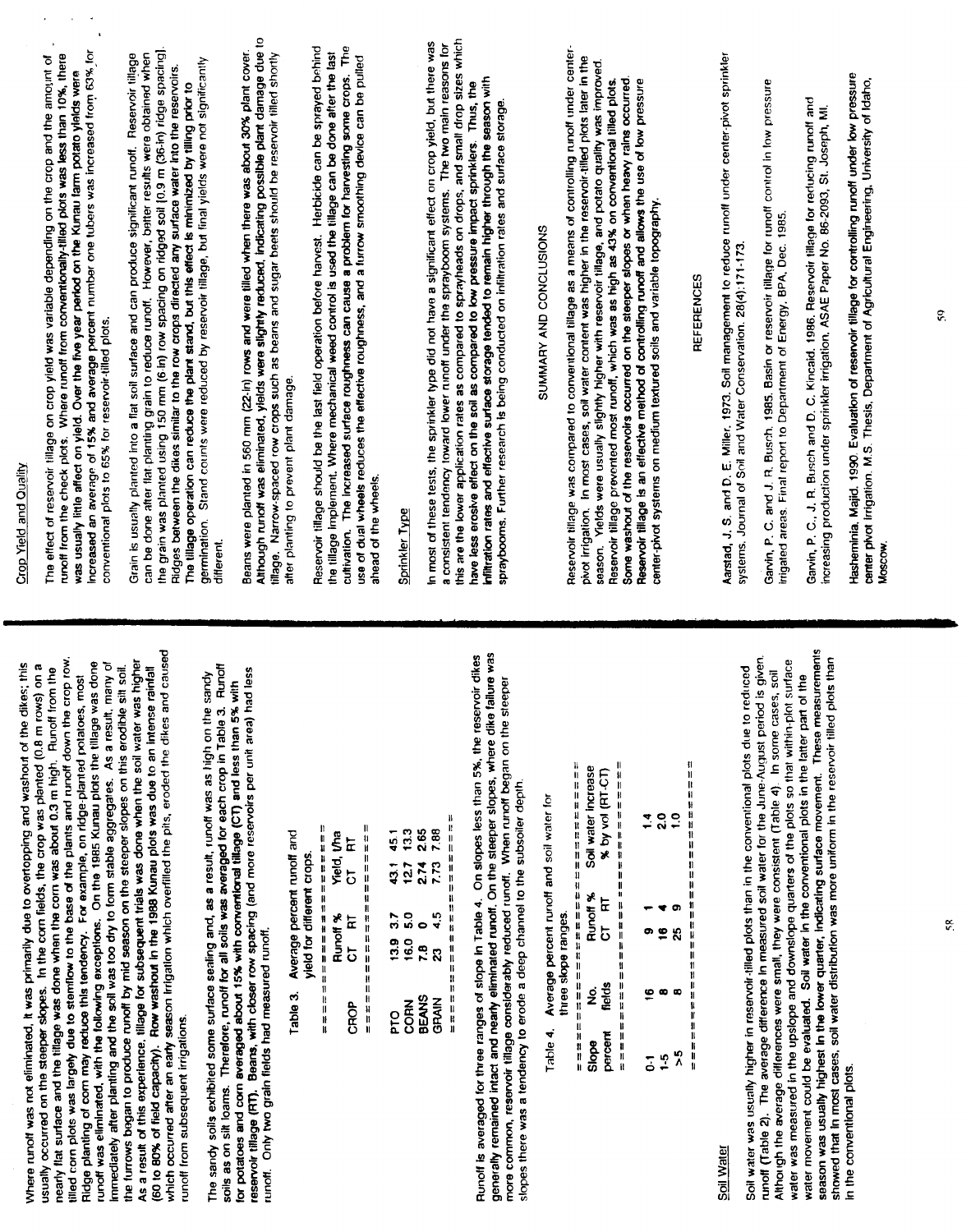Where runoff was not eliminated, it was primarily due to overtopping and washout of the dikes; this usually occurred on the steeper slopes. In the corn fields, the crop was planted (0.8 m rows) on a nearly flat surface and the tillage was done when the corn was about 0.3 m high. Runoff from the tilled corn plots was largely due to stemflow to the base of the plants and runoff down the crop row. Ridge planting of corn may reduce this tendency. For example, on ridge-planted potatoes, most runoff was eliminated, with the following exceptions. On the 1985 Kunau plots the tillage was done immediately after planting and the soil was too dry to form stable aggregates. As a result, many of the furrows began to produce runoff by mid season on the steeper slopes on this erodible silt soil. As a result of this experience, tillage for subsequent trials was done when the soil water was higher (60 to 80% of field capacity). Row washout in the 1988 Kunau plots was due to an intense rainfall which occurred after an early season irrigation which overfilled the pits, eroded the dikes and caused runoff from subsequent irrigations.

The sandy soils exhibited some surface sealing and, as a result, runoff was as high on the sandy soils as on silt loams. Therefore, runoff for all soils was averaged for each crop in Table 3. Runoff for potatoes and corn averaged about 15% with conventional tillage (CT) and less than 5% with reservoir tillage (RT). Beans, with closer row spacing (and more reservoirs per unit area) had less runoff. Only two grain fields had measured runoff.

Table 3. Average percent runoff and yield for different crops.

| CROP | Runoff % CT | Runoff % RT | Yield, t/ha CT | Yield, t/ha RT |
|---|---|---|---|---|
| PTO | 13.9 | 3.7 | 43.1 | 45.1 |
| CORN | 16.0 | 5.0 | 12.7 | 13.3 |
| BEANS | 7.8 | 0 | 2.74 | 2.65 |
| GRAIN | 23 | 4.5 | 7.73 | 7.88 |

Runoff is averaged for three ranges of slope in Table 4. On slopes less than 5%, the reservoir dikes generally remained intact and nearly eliminated runoff. On the steeper slopes, where dike failure was more common, reservoir tillage considerably reduced runoff. When runoff began on the steeper slopes there was a tendency to erode a deep channel to the subsoiler depth.

Table 4. Average percent runoff and soil water for three slope ranges.

| Slope percent | No. fields | Runoff % CT | Runoff % RT | Soil water increase % by vol (RT-CT) |
|---|---|---|---|---|
| 0-1 | 16 | 9 | 1 | 1.4 |
| 1-5 | 8 | 16 | 4 | 2.0 |
| >5 | 8 | 25 | 9 | 1.0 |

## Soil Water

Soil water was usually higher in reservoir-tilled plots than in the conventional plots due to reduced runoff (Table 2). The average difference in measured soil water for the June-August period is given. Although the average differences were small, they were consistent (Table 4). In some cases, soil water was measured in the upslope and downslope quarters of the plots so that within-plot surface water movement could be evaluated. Soil water in the conventional plots in the latter part of the season was usually highest in the lower quarter, indicating surface movement. These measurements showed that in most cases, soil water distribution was more uniform in the reservoir tilled plots than in the conventional plots.

## Crop Yield and Quality

The effect of reservoir tillage on crop yield was variable depending on the crop and the amount of runoff from the check plots. Where runoff from conventionally-tilled plots was less than 10%, there was usually little affect on yield. Over the five year period on the Kunau farm potato yields were increased an average of 15% and average percent number one tubers was increased from 63% for conventional plots to 65% for reservoir-tilled plots.

Grain is usually planted into a flat soil surface and can produce significant runoff. Reservoir tillage can be done after flat planting grain to reduce runoff. However, better results were obtained when the grain was planted using 150 mm (6-in) row spacing on ridged soil [0.9 m (36-in) ridge spacing]. Ridges between the dikes similar to the row crops directed any surface water into the reservoirs. The tillage operation can reduce the plant stand, but this effect is minimized by tilling prior to germination. Stand counts were reduced by reservoir tillage, but final yields were not significantly different.

Beans were planted in 560 mm (22-in) rows and were tilled when there was about 30% plant cover. Although runoff was eliminated, yields were slightly reduced, indicating possible plant damage due to tillage. Narrow-spaced row crops such as beans and sugar beets should be reservoir tilled shortly after planting to prevent plant damage.

Reservoir tillage should be the last field operation before harvest. Herbicide can be sprayed behind the tillage implement. Where mechanical weed control is used the tillage can be done after the last cultivation. The increased surface roughness can cause a problem for harvesting some crops. The use of dual wheels reduces the effective roughness, and a furrow smoothing device can be pulled ahead of the wheels.

## Sprinkler Type

In most of these tests, the sprinkler type did not have a significant effect on crop yield, but there was a consistent tendency toward lower runoff under the sprayboom systems. The two main reasons for this are the lower application rates as compared to sprayheads on drops, and small drop sizes which have less erosive effect on the soil as compared to low pressure impact sprinklers. Thus, the infiltration rates and effective surface storage tended to remain higher through the season with spraybooms. Further research is being conducted on infiltration rates and surface storage.

## SUMMARY AND CONCLUSIONS

Reservoir tillage was compared to conventional tillage as a means of controlling runoff under center-pivot irrigation. In most cases, soil water content was higher in the reservoir-tilled plots later in the season. Yields were usually slightly higher with reservoir tillage, and potato quality was improved. Reservoir tillage prevented most runoff, which was as high as 43% on conventional tilled plots. Some washout of the reservoirs occurred on the steeper slopes or when heavy rains occurred. Reservoir tillage is an effective method of controlling runoff and allows the use of low pressure center-pivot systems on medium textured soils and variable topography.

## REFERENCES

Aarstad, J. S. and D. E. Miller. 1973. Soil management to reduce runoff under center-pivot sprinkler systems. Journal of Soil and Water Conservation. 28(4):171-173.

Garvin, P. C. and J. R. Busch. 1985. Basin or reservoir tillage for runoff control in low pressure irrigated areas. Final report to Department of Energy, BPA, Dec. 1985.

Garvin, P. C., J. R. Busch and D. C. Kincaid. 1986. Reservoir tillage for reducing runoff and increasing production under sprinkler irrigation. ASAE Paper No. 86-2093, St. Joseph, MI.

Hasheminia, Majid. 1990. Evaluation of reservoir tillage for controlling runoff under low pressure center pivot irrigation. M.S. Thesis, Department of Agricultural Engineering, University of Idaho, Moscow.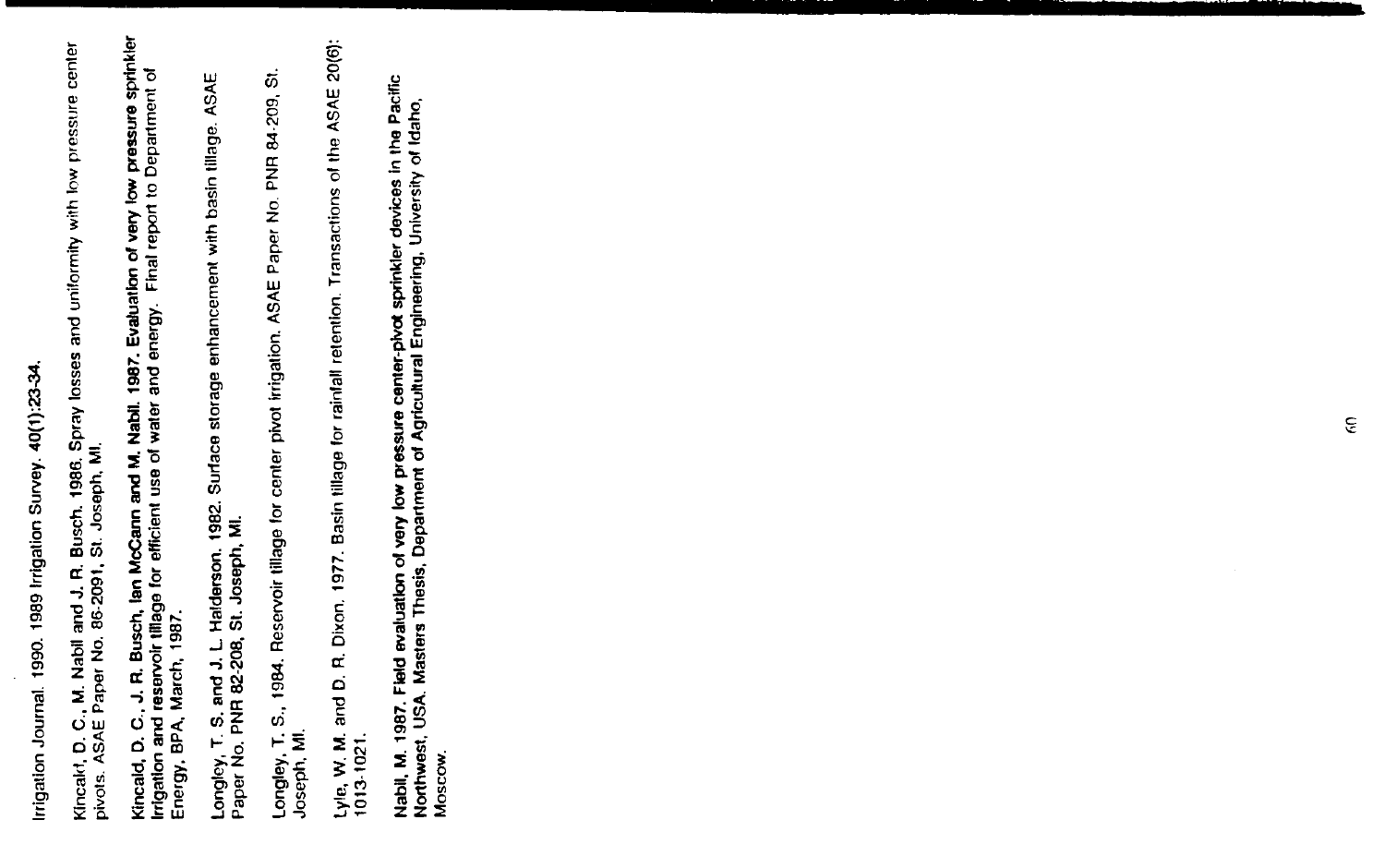Irrigation Journal. 1990. 1989 Irrigation Survey. 40(1):23-34.

Kincaid, D. C., M. Nabil and J. R. Busch. 1986. Spray losses and uniformity with low pressure center pivots. ASAE Paper No. 86-2091, St. Joseph, MI.

**Kincaid, D. C., J. R. Busch, Ian McCann and M. Nabil. 1987. Evaluation of very low pressure sprinkler irrigation and reservoir tillage** for efficient use of water and energy. Final report to Department of Energy, BPA, March, 1987.

Longley, T. S. and J. L. Halderson. 1982. Surface storage enhancement with basin tillage. ASAE Paper No. PNR 82-208, St. Joseph, MI.

Longley, T. S., 1984. Reservoir tillage for center pivot irrigation. ASAE Paper No. PNR 84-209, St. Joseph, MI.

Lyle, W. M. and D. R. Dixon. 1977. Basin tillage for rainfall retention. Transactions of the ASAE 20(6): 1013-1021.

**Nabil, M. 1987. Field evaluation of very low pressure center-pivot sprinkler devices in the Pacific Northwest, USA.** Masters Thesis, Department of Agricultural Engineering, University of Idaho, Moscow.